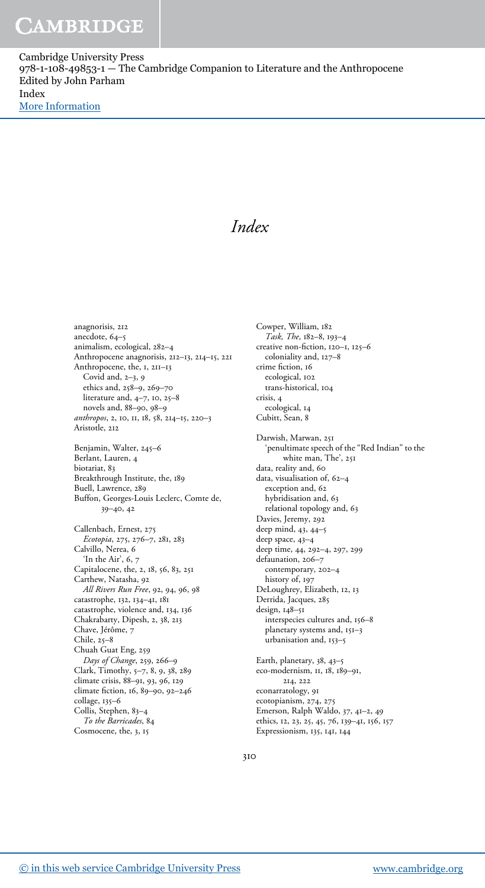# Index

anagnorisis, 212
anecdote, 64–5
animalism, ecological, 282–4
Anthropocene anagnorisis, 212–13, 214–15, 221
Anthropocene, the, 1, 211–13
  Covid and, 2–3, 9
  ethics and, 258–9, 269–70
  literature and, 4–7, 10, 25–8
  novels and, 88–90, 98–9
*anthropos*, 2, 10, 11, 18, 58, 214–15, 220–3
Aristotle, 212

Benjamin, Walter, 245–6
Berlant, Lauren, 4
biotariat, 83
Breakthrough Institute, the, 189
Buell, Lawrence, 289
Buffon, Georges-Louis Leclerc, Comte de, 39–40, 42

Callenbach, Ernest, 275
  *Ecotopia*, 275, 276–7, 281, 283
Calvillo, Nerea, 6
  'In the Air', 6, 7
Capitalocene, the, 2, 18, 56, 83, 251
Carthew, Natasha, 92
  *All Rivers Run Free*, 92, 94, 96, 98
catastrophe, 132, 134–41, 181
catastrophe, violence and, 134, 136
Chakrabarty, Dipesh, 2, 38, 213
Chave, Jérôme, 7
Chile, 25–8
Chuah Guat Eng, 259
  *Days of Change*, 259, 266–9
Clark, Timothy, 5–7, 8, 9, 38, 289
climate crisis, 88–91, 93, 96, 129
climate fiction, 16, 89–90, 92–246
collage, 135–6
Collis, Stephen, 83–4
  *To the Barricades*, 84
Cosmocene, the, 3, 15

Cowper, William, 182
  *Task, The*, 182–8, 193–4
creative non-fiction, 120–1, 125–6
  coloniality and, 127–8
crime fiction, 16
  ecological, 102
  trans-historical, 104
crisis, 4
  ecological, 14
Cubitt, Sean, 8

Darwish, Marwan, 251
  'penultimate speech of the "Red Indian" to the white man, The', 251
data, reality and, 60
data, visualisation of, 62–4
  exception and, 62
  hybridisation and, 63
  relational topology and, 63
Davies, Jeremy, 292
deep mind, 43, 44–5
deep space, 43–4
deep time, 44, 292–4, 297, 299
defaunation, 206–7
  contemporary, 202–4
  history of, 197
DeLoughrey, Elizabeth, 12, 13
Derrida, Jacques, 285
design, 148–51
  interspecies cultures and, 156–8
  planetary systems and, 151–3
  urbanisation and, 153–5

Earth, planetary, 38, 43–5
eco-modernism, 11, 18, 189–91, 214, 222
econarratology, 91
ecotopianism, 274, 275
Emerson, Ralph Waldo, 37, 41–2, 49
ethics, 12, 23, 25, 45, 76, 139–41, 156, 157
Expressionism, 135, 141, 144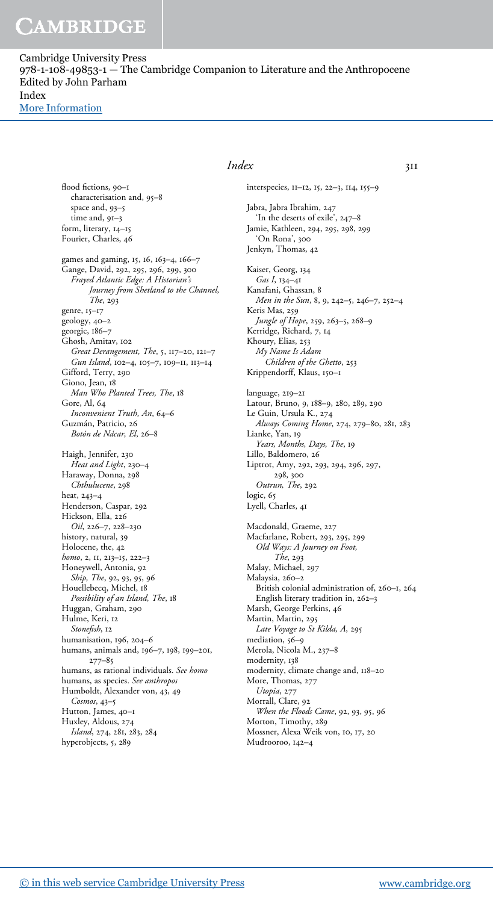# Index

flood fictions, 90–1
  characterisation and, 95–8
  space and, 93–5
  time and, 91–3
form, literary, 14–15
Fourier, Charles, 46

games and gaming, 15, 16, 163–4, 166–7
Gange, David, 292, 295, 296, 299, 300
  *Frayed Atlantic Edge: A Historian's Journey from Shetland to the Channel, The*, 293
genre, 15–17
geology, 40–2
georgic, 186–7
Ghosh, Amitav, 102
  *Great Derangement, The*, 5, 117–20, 121–7
  *Gun Island*, 102–4, 105–7, 109–11, 113–14
Gifford, Terry, 290
Giono, Jean, 18
  *Man Who Planted Trees, The*, 18
Gore, Al, 64
  *Inconvenient Truth, An*, 64–6
Guzmán, Patricio, 26
  *Botón de Nácar, El*, 26–8

Haigh, Jennifer, 230
  *Heat and Light*, 230–4
Haraway, Donna, 298
  *Chthulucene*, 298
heat, 243–4
Henderson, Caspar, 292
Hickson, Ella, 226
  *Oil*, 226–7, 228–230
history, natural, 39
Holocene, the, 42
*homo*, 2, 11, 213–15, 222–3
Honeywell, Antonia, 92
  *Ship, The*, 92, 93, 95, 96
Houellebecq, Michel, 18
  *Possibility of an Island, The*, 18
Huggan, Graham, 290
Hulme, Keri, 12
  *Stonefish*, 12
humanisation, 196, 204–6
humans, animals and, 196–7, 198, 199–201, 277–85
humans, as rational individuals. *See homo*
humans, as species. *See anthropos*
Humboldt, Alexander von, 43, 49
  *Cosmos*, 43–5
Hutton, James, 40–1
Huxley, Aldous, 274
  *Island*, 274, 281, 283, 284
hyperobjects, 5, 289

interspecies, 11–12, 15, 22–3, 114, 155–9

Jabra, Jabra Ibrahim, 247
  'In the deserts of exile', 247–8
Jamie, Kathleen, 294, 295, 298, 299
  'On Rona', 300
Jenkyn, Thomas, 42

Kaiser, Georg, 134
  *Gas I*, 134–41
Kanafani, Ghassan, 8
  *Men in the Sun*, 8, 9, 242–5, 246–7, 252–4
Keris Mas, 259
  *Jungle of Hope*, 259, 263–5, 268–9
Kerridge, Richard, 7, 14
Khoury, Elias, 253
  *My Name Is Adam*
    *Children of the Ghetto*, 253
Krippendorff, Klaus, 150–1

language, 219–21
Latour, Bruno, 9, 188–9, 280, 289, 290
Le Guin, Ursula K., 274
  *Always Coming Home*, 274, 279–80, 281, 283
Lianke, Yan, 19
  *Years, Months, Days, The*, 19
Lillo, Baldomero, 26
Liptrot, Amy, 292, 293, 294, 296, 297, 298, 300
  *Outrun, The*, 292
logic, 65
Lyell, Charles, 41

Macdonald, Graeme, 227
Macfarlane, Robert, 293, 295, 299
  *Old Ways: A Journey on Foot, The*, 293
Malay, Michael, 297
Malaysia, 260–2
  British colonial administration of, 260–1, 264
  English literary tradition in, 262–3
Marsh, George Perkins, 46
Martin, Martin, 295
  *Late Voyage to St Kilda, A*, 295
mediation, 56–9
Merola, Nicola M., 237–8
modernity, 138
modernity, climate change and, 118–20
More, Thomas, 277
  *Utopia*, 277
Morrall, Clare, 92
  *When the Floods Came*, 92, 93, 95, 96
Morton, Timothy, 289
Mossner, Alexa Weik von, 10, 17, 20
Mudrooroo, 142–4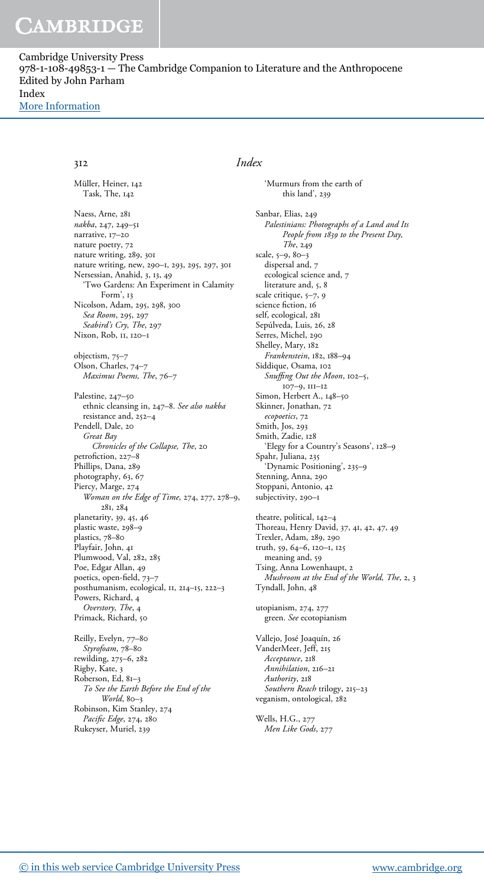Müller, Heiner, 142
  Task, The, 142

Naess, Arne, 281
*nakba*, 247, 249–51
narrative, 17–20
nature poetry, 72
nature writing, 289, 301
nature writing, new, 290–1, 293, 295, 297, 301
Nersessian, Anahid, 3, 13, 49
  'Two Gardens: An Experiment in Calamity Form', 13
Nicolson, Adam, 295, 298, 300
  *Sea Room*, 295, 297
  *Seabird's Cry, The*, 297
Nixon, Rob, 11, 120–1

objectism, 75–7
Olson, Charles, 74–7
  *Maximus Poems, The*, 76–7

Palestine, 247–50
  ethnic cleansing in, 247–8. *See also nakba*
  resistance and, 252–4
Pendell, Dale, 20
  *Great Bay*
    *Chronicles of the Collapse, The*, 20
petrofiction, 227–8
Phillips, Dana, 289
photography, 63, 67
Piercy, Marge, 274
  *Woman on the Edge of Time*, 274, 277, 278–9, 281, 284
planetarity, 39, 45, 46
plastic waste, 298–9
plastics, 78–80
Playfair, John, 41
Plumwood, Val, 282, 285
Poe, Edgar Allan, 49
poetics, open-field, 73–7
posthumanism, ecological, 11, 214–15, 222–3
Powers, Richard, 4
  *Overstory, The*, 4
Primack, Richard, 50

Reilly, Evelyn, 77–80
  *Styrofoam*, 78–80
rewilding, 275–6, 282
Rigby, Kate, 3
Roberson, Ed, 81–3
  *To See the Earth Before the End of the World*, 80–3
Robinson, Kim Stanley, 274
  *Pacific Edge*, 274, 280
Rukeyser, Muriel, 239
  'Murmurs from the earth of this land', 239

Sanbar, Elias, 249
  *Palestinians: Photographs of a Land and Its People from 1839 to the Present Day, The*, 249
scale, 5–9, 80–3
  dispersal and, 7
  ecological science and, 7
  literature and, 5, 8
scale critique, 5–7, 9
science fiction, 16
self, ecological, 281
Sepúlveda, Luis, 26, 28
Serres, Michel, 290
Shelley, Mary, 182
  *Frankenstein*, 182, 188–94
Siddique, Osama, 102
  *Snuffing Out the Moon*, 102–5, 107–9, 111–12
Simon, Herbert A., 148–50
Skinner, Jonathan, 72
  *ecopoetics*, 72
Smith, Jos, 293
Smith, Zadie, 128
  'Elegy for a Country's Seasons', 128–9
Spahr, Juliana, 235
  'Dynamic Positioning', 235–9
Stenning, Anna, 290
Stoppani, Antonio, 42
subjectivity, 290–1

theatre, political, 142–4
Thoreau, Henry David, 37, 41, 42, 47, 49
Trexler, Adam, 289, 290
truth, 59, 64–6, 120–1, 125
  meaning and, 59
Tsing, Anna Lowenhaupt, 2
  *Mushroom at the End of the World, The*, 2, 3
Tyndall, John, 48

utopianism, 274, 277
  green. *See* ecotopianism

Vallejo, José Joaquín, 26
VanderMeer, Jeff, 215
  *Acceptance*, 218
  *Annihilation*, 216–21
  *Authority*, 218
  *Southern Reach* trilogy, 215–23
veganism, ontological, 282

Wells, H.G., 277
  *Men Like Gods*, 277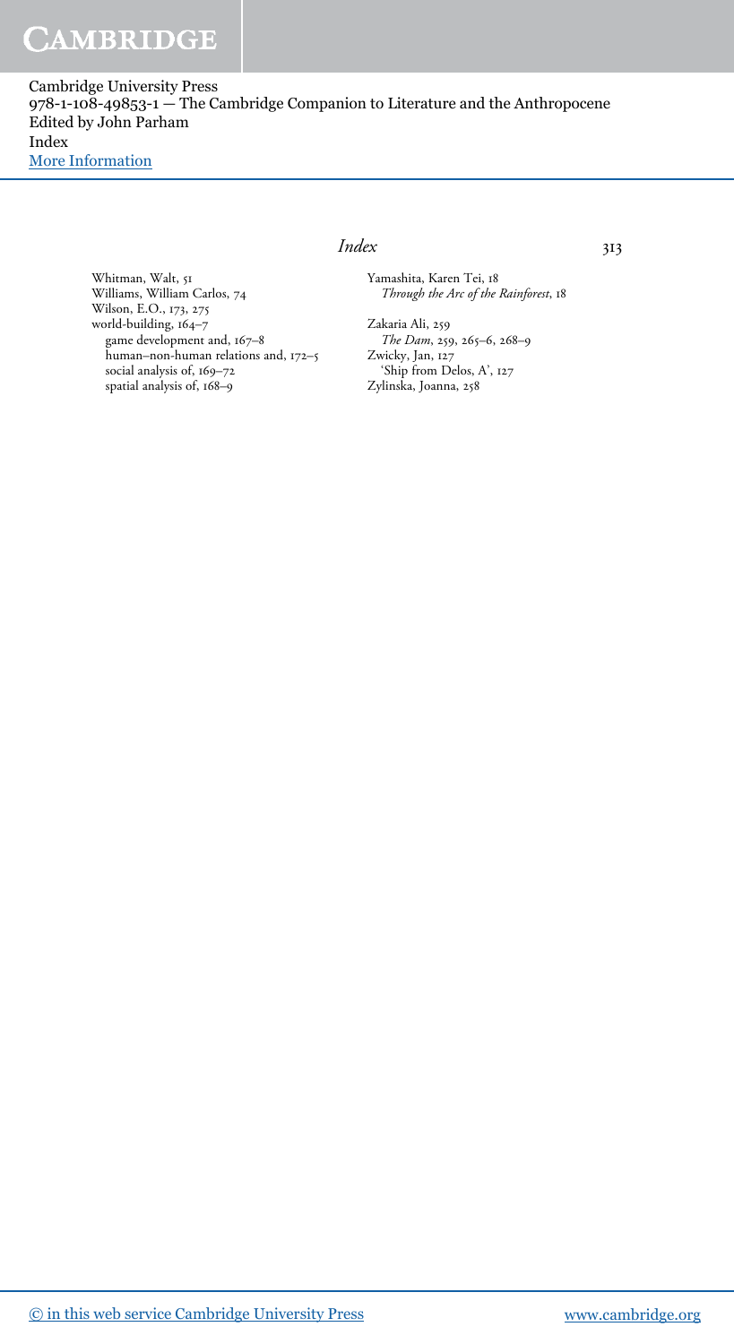Whitman, Walt, 51
Williams, William Carlos, 74
Wilson, E.O., 173, 275
world-building, 164–7
  game development and, 167–8
  human–non-human relations and, 172–5
  social analysis of, 169–72
  spatial analysis of, 168–9

Yamashita, Karen Tei, 18
  *Through the Arc of the Rainforest*, 18

Zakaria Ali, 259
  *The Dam*, 259, 265–6, 268–9
Zwicky, Jan, 127
  'Ship from Delos, A', 127
Zylinska, Joanna, 258